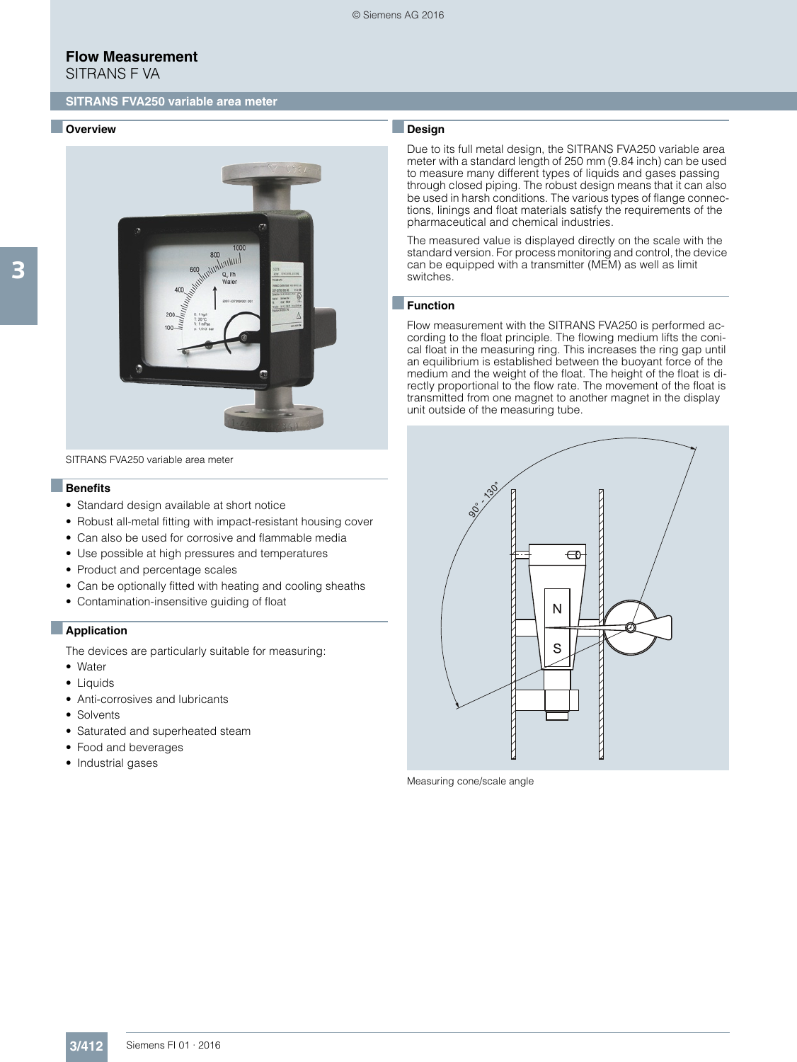# Flow Measurement

SITRANS F VA

## SITRANS FVA250 variable area meter

### Overview

SITRANS FVA250 variable area meter

### Benefits

- Standard design available at short notice
- Robust all-metal fitting with impact-resistant housing cover
- Can also be used for corrosive and flammable media
- Use possible at high pressures and temperatures
- Product and percentage scales
- Can be optionally fitted with heating and cooling sheaths
- Contamination-insensitive guiding of float

### Application

The devices are particularly suitable for measuring:

- Water
- Liquids
- Anti-corrosives and lubricants
- Solvents
- Saturated and superheated steam
- Food and beverages
- Industrial gases

### Design

Due to its full metal design, the SITRANS FVA250 variable area meter with a standard length of 250 mm (9.84 inch) can be used to measure many different types of liquids and gases passing through closed piping. The robust design means that it can also be used in harsh conditions. The various types of flange connections, linings and float materials satisfy the requirements of the pharmaceutical and chemical industries.

The measured value is displayed directly on the scale with the standard version. For process monitoring and control, the device can be equipped with a transmitter (MEM) as well as limit switches.

### Function

Flow measurement with the SITRANS FVA250 is performed according to the float principle. The flowing medium lifts the conical float in the measuring ring. This increases the ring gap until an equilibrium is established between the buoyant force of the medium and the weight of the float. The height of the float is directly proportional to the flow rate. The movement of the float is transmitted from one magnet to another magnet in the display unit outside of the measuring tube.

Measuring cone/scale angle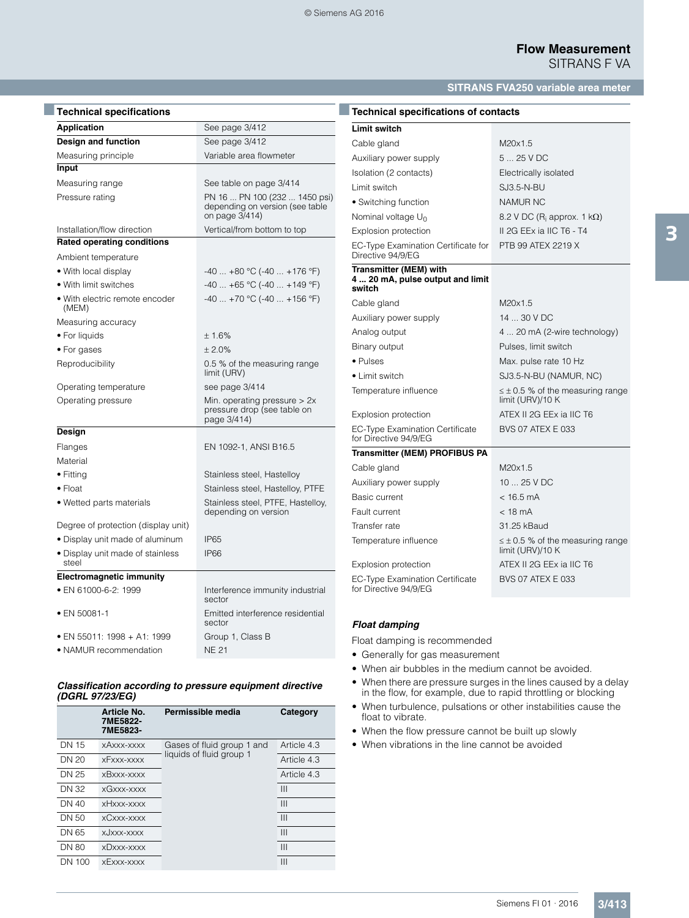## Technical specifications

| | |
|---|---|
| **Application** | See page 3/412 |
| **Design and function** | See page 3/412 |
| Measuring principle | Variable area flowmeter |
| **Input** | |
| Measuring range | See table on page 3/414 |
| Pressure rating | PN 16 ... PN 100 (232 ... 1450 psi) depending on version (see table on page 3/414) |
| Installation/flow direction | Vertical/from bottom to top |
| **Rated operating conditions** | |
| Ambient temperature | |
| • With local display | -40 ... +80 °C (-40 ... +176 °F) |
| • With limit switches | -40 ... +65 °C (-40 ... +149 °F) |
| • With electric remote encoder (MEM) | -40 ... +70 °C (-40 ... +156 °F) |
| Measuring accuracy | |
| • For liquids | ± 1.6% |
| • For gases | ± 2.0% |
| Reproducibility | 0.5 % of the measuring range limit (URV) |
| Operating temperature | see page 3/414 |
| Operating pressure | Min. operating pressure > 2x pressure drop (see table on page 3/414) |
| **Design** | |
| Flanges | EN 1092-1, ANSI B16.5 |
| Material | |
| • Fitting | Stainless steel, Hastelloy |
| • Float | Stainless steel, Hastelloy, PTFE |
| • Wetted parts materials | Stainless steel, PTFE, Hastelloy, depending on version |
| Degree of protection (display unit) | |
| • Display unit made of aluminum | IP65 |
| • Display unit made of stainless steel | IP66 |
| **Electromagnetic immunity** | |
| • EN 61000-6-2: 1999 | Interference immunity industrial sector |
| • EN 50081-1 | Emitted interference residential sector |
| • EN 55011: 1998 + A1: 1999 | Group 1, Class B |
| • NAMUR recommendation | NE 21 |

### *Classification according to pressure equipment directive (DGRL 97/23/EG)*

| | Article No. 7ME5822-7ME5823- | Permissible media | Category |
|---|---|---|---|
| DN 15 | xAxxx-xxxx | Gases of fluid group 1 and liquids of fluid group 1 | Article 4.3 |
| DN 20 | xFxxx-xxxx | | Article 4.3 |
| DN 25 | xBxxx-xxxx | | Article 4.3 |
| DN 32 | xGxxx-xxxx | | III |
| DN 40 | xHxxx-xxxx | | III |
| DN 50 | xCxxx-xxxx | | III |
| DN 65 | xJxxx-xxxx | | III |
| DN 80 | xDxxx-xxxx | | III |
| DN 100 | xExxx-xxxx | | III |

## Technical specifications of contacts

| | |
|---|---|
| **Limit switch** | |
| Cable gland | M20x1.5 |
| Auxiliary power supply | 5 ... 25 V DC |
| Isolation (2 contacts) | Electrically isolated |
| Limit switch | SJ3.5-N-BU |
| • Switching function | NAMUR NC |
| Nominal voltage $U_0$ | 8.2 V DC ($R_i$ approx. 1 kΩ) |
| Explosion protection | II 2G EEx ia IIC T6 - T4 |
| EC-Type Examination Certificate for Directive 94/9/EG | PTB 99 ATEX 2219 X |
| **Transmitter (MEM) with 4 ... 20 mA, pulse output and limit switch** | |
| Cable gland | M20x1.5 |
| Auxiliary power supply | 14 ... 30 V DC |
| Analog output | 4 ... 20 mA (2-wire technology) |
| Binary output | Pulses, limit switch |
| • Pulses | Max. pulse rate 10 Hz |
| • Limit switch | SJ3.5-N-BU (NAMUR, NC) |
| Temperature influence | ≤ ± 0.5 % of the measuring range limit (URV)/10 K |
| Explosion protection | ATEX II 2G EEx ia IIC T6 |
| EC-Type Examination Certificate for Directive 94/9/EG | BVS 07 ATEX E 033 |
| **Transmitter (MEM) PROFIBUS PA** | |
| Cable gland | M20x1.5 |
| Auxiliary power supply | 10 ... 25 V DC |
| Basic current | < 16.5 mA |
| Fault current | < 18 mA |
| Transfer rate | 31.25 kBaud |
| Temperature influence | ≤ ± 0.5 % of the measuring range limit (URV)/10 K |
| Explosion protection | ATEX II 2G EEx ia IIC T6 |
| EC-Type Examination Certificate for Directive 94/9/EG | BVS 07 ATEX E 033 |

### *Float damping*

Float damping is recommended

- Generally for gas measurement
- When air bubbles in the medium cannot be avoided.
- When there are pressure surges in the lines caused by a delay in the flow, for example, due to rapid throttling or blocking
- When turbulence, pulsations or other instabilities cause the float to vibrate.
- When the flow pressure cannot be built up slowly
- When vibrations in the line cannot be avoided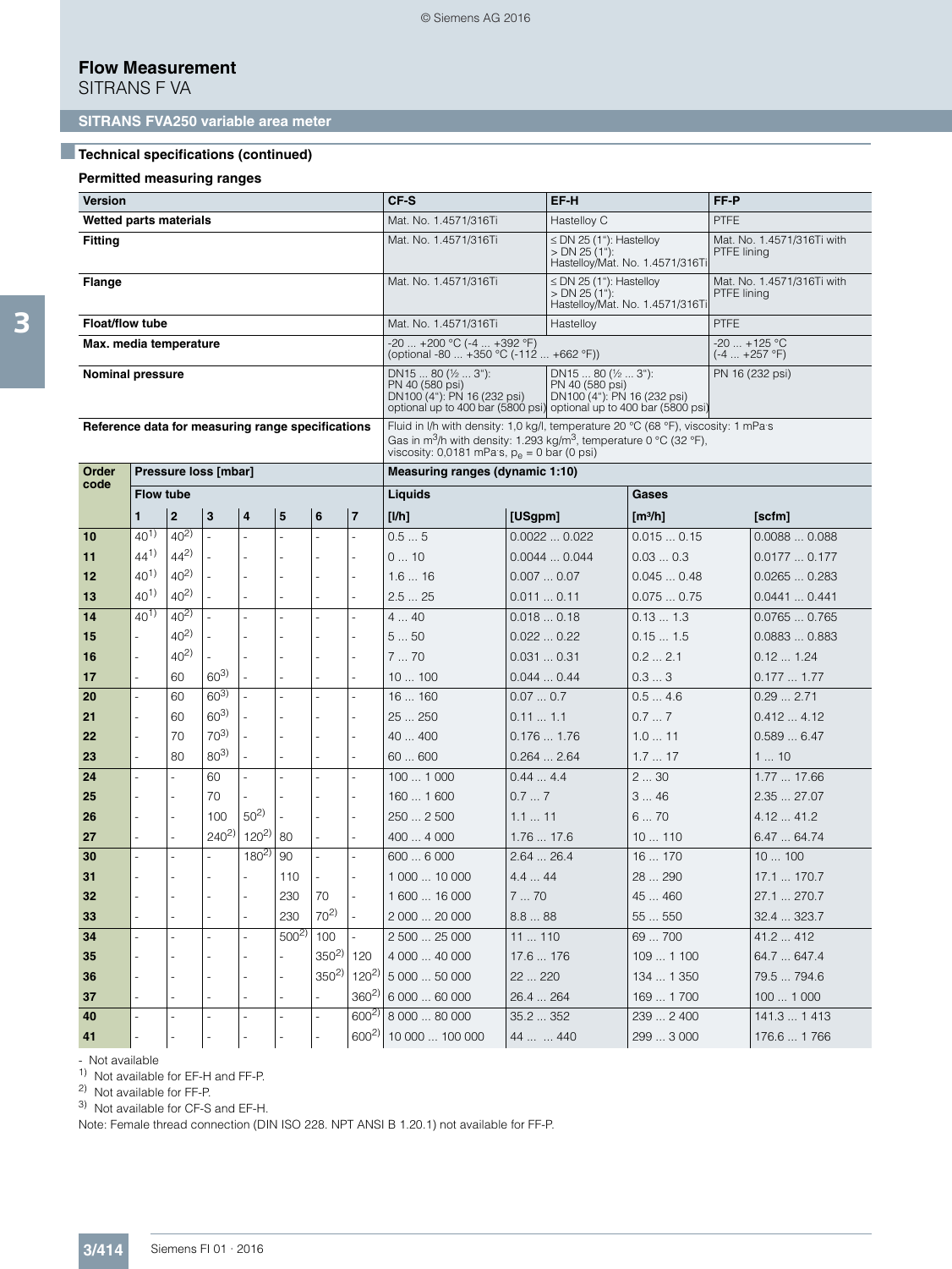### Technical specifications (continued)

**Permitted measuring ranges**

| Version | CF-S | EF-H | FF-P |
|---|---|---|---|
| **Wetted parts materials** | Mat. No. 1.4571/316Ti | Hastelloy C | PTFE |
| **Fitting** | Mat. No. 1.4571/316Ti | ≤ DN 25 (1"): Hastelloy<br>> DN 25 (1"): Hastelloy/Mat. No. 1.4571/316Ti | Mat. No. 1.4571/316Ti with PTFE lining |
| **Flange** | Mat. No. 1.4571/316Ti | ≤ DN 25 (1"): Hastelloy<br>> DN 25 (1"): Hastelloy/Mat. No. 1.4571/316Ti | Mat. No. 1.4571/316Ti with PTFE lining |
| **Float/flow tube** | Mat. No. 1.4571/316Ti | Hastelloy | PTFE |
| **Max. media temperature** | -20 ... +200 °C (-4 ... +392 °F)<br>(optional -80 ... +350 °C (-112 ... +662 °F)) | | -20 ... +125 °C<br>(-4 ... +257 °F) |
| **Nominal pressure** | DN15 ... 80 (½ ... 3"): PN 40 (580 psi)<br>DN100 (4"): PN 16 (232 psi)<br>optional up to 400 bar (5800 psi) | DN15 ... 80 (½ ... 3"): PN 40 (580 psi)<br>DN100 (4"): PN 16 (232 psi)<br>optional up to 400 bar (5800 psi) | PN 16 (232 psi) |
| **Reference data for measuring range specifications** | Fluid in l/h with density: 1,0 kg/l, temperature 20 °C (68 °F), viscosity: 1 mPa·s<br>Gas in m³/h with density: 1.293 kg/m³, temperature 0 °C (32 °F), viscosity: 0,0181 mPa·s, $p_e$ = 0 bar (0 psi) | | |

| Order code | Pressure loss [mbar] | | | | | | | Measuring ranges (dynamic 1:10) | | | |
|---|---|---|---|---|---|---|---|---|---|---|---|
| | Flow tube | | | | | | | Liquids | | Gases | |
| | 1 | 2 | 3 | 4 | 5 | 6 | 7 | [l/h] | [USgpm] | [m³/h] | [scfm] |
| **10** | 40[1] | 40[2] | - | - | - | - | - | 0.5 ... 5 | 0.0022 ... 0.022 | 0.015 ... 0.15 | 0.0088 ... 0.088 |
| **11** | 44[1] | 44[2] | - | - | - | - | - | 0 ... 10 | 0.0044 ... 0.044 | 0.03 ... 0.3 | 0.0177 ... 0.177 |
| **12** | 40[1] | 40[2] | - | - | - | - | - | 1.6 ... 16 | 0.007 ... 0.07 | 0.045 ... 0.48 | 0.0265 ... 0.283 |
| **13** | 40[1] | 40[2] | - | - | - | - | - | 2.5 ... 25 | 0.011 ... 0.11 | 0.075 ... 0.75 | 0.0441 ... 0.441 |
| **14** | 40[1] | 40[2] | - | - | - | - | - | 4 ... 40 | 0.018 ... 0.18 | 0.13 ... 1.3 | 0.0765 ... 0.765 |
| **15** | - | 40[2] | - | - | - | - | - | 5 ... 50 | 0.022 ... 0.22 | 0.15 ... 1.5 | 0.0883 ... 0.883 |
| **16** | - | 40[2] | - | - | - | - | - | 7 ... 70 | 0.031 ... 0.31 | 0.2 ... 2.1 | 0.12 ... 1.24 |
| **17** | - | 60 | 60[3] | - | - | - | - | 10 ... 100 | 0.044 ... 0.44 | 0.3 ... 3 | 0.177 ... 1.77 |
| **20** | - | 60 | 60[3] | - | - | - | - | 16 ... 160 | 0.07 ... 0.7 | 0.5 ... 4.6 | 0.29 ... 2.71 |
| **21** | - | 60 | 60[3] | - | - | - | - | 25 ... 250 | 0.11 ... 1.1 | 0.7 ... 7 | 0.412 ... 4.12 |
| **22** | - | 70 | 70[3] | - | - | - | - | 40 ... 400 | 0.176 ... 1.76 | 1.0 ... 11 | 0.589 ... 6.47 |
| **23** | - | 80 | 80[3] | - | - | - | - | 60 ... 600 | 0.264 ... 2.64 | 1.7 ... 17 | 1 ... 10 |
| **24** | - | - | 60 | - | - | - | - | 100 ... 1 000 | 0.44 ... 4.4 | 2 ... 30 | 1.77 ... 17.66 |
| **25** | - | - | 70 | - | - | - | - | 160 ... 1 600 | 0.7 ... 7 | 3 ... 46 | 2.35 ... 27.07 |
| **26** | - | - | 100 | 50[2] | - | - | - | 250 ... 2 500 | 1.1 ... 11 | 6 ... 70 | 4.12 ... 41.2 |
| **27** | - | - | 240[2] | 120[2] | 80 | - | - | 400 ... 4 000 | 1.76 ... 17.6 | 10 ... 110 | 6.47 ... 64.74 |
| **30** | - | - | - | 180[2] | 90 | - | - | 600 ... 6 000 | 2.64 ... 26.4 | 16 ... 170 | 10 ... 100 |
| **31** | - | - | - | - | 110 | - | - | 1 000 ... 10 000 | 4.4 ... 44 | 28 ... 290 | 17.1 ... 170.7 |
| **32** | - | - | - | - | 230 | 70 | - | 1 600 ... 16 000 | 7 ... 70 | 45 ... 460 | 27.1 ... 270.7 |
| **33** | - | - | - | - | 230 | 70[2] | - | 2 000 ... 20 000 | 8.8 ... 88 | 55 ... 550 | 32.4 ... 323.7 |
| **34** | - | - | - | - | 500[2] | 100 | - | 2 500 ... 25 000 | 11 ... 110 | 69 ... 700 | 41.2 ... 412 |
| **35** | - | - | - | - | - | 350[2] | 120 | 4 000 ... 40 000 | 17.6 ... 176 | 109 ... 1 100 | 64.7 ... 647.4 |
| **36** | - | - | - | - | - | 350[2] | 120[2] | 5 000 ... 50 000 | 22 ... 220 | 134 ... 1 350 | 79.5 ... 794.6 |
| **37** | - | - | - | - | - | - | 360[2] | 6 000 ... 60 000 | 26.4 ... 264 | 169 ... 1 700 | 100 ... 1 000 |
| **40** | - | - | - | - | - | - | 600[2] | 8 000 ... 80 000 | 35.2 ... 352 | 239 ... 2 400 | 141.3 ... 1 413 |
| **41** | - | - | - | - | - | - | 600[2] | 10 000 ... 100 000 | 44 ... ... 440 | 299 ... 3 000 | 176.6 ... 1 766 |

\- Not available
[1] Not available for EF-H and FF-P.
[2] Not available for FF-P.
[3] Not available for CF-S and EF-H.
Note: Female thread connection (DIN ISO 228. NPT ANSI B 1.20.1) not available for FF-P.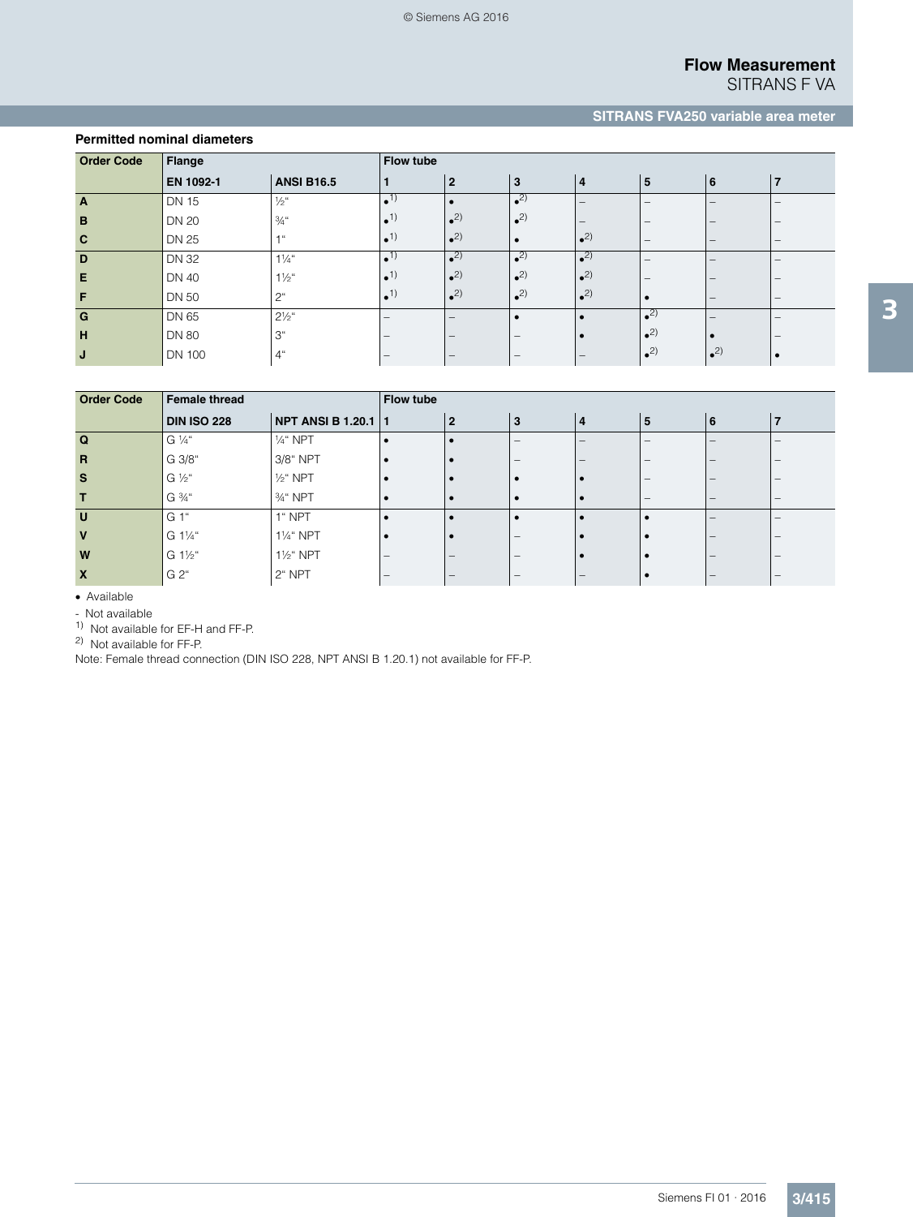### Permitted nominal diameters

| Order Code | Flange | | Flow tube | | | | | | |
|---|---|---|---|---|---|---|---|---|---|
| | EN 1092-1 | ANSI B16.5 | 1 | 2 | 3 | 4 | 5 | 6 | 7 |
| A | DN 15 | ½" | •[1] | • | •[2] | – | – | – | – |
| B | DN 20 | ¾" | •[1] | •[2] | •[2] | – | – | – | – |
| C | DN 25 | 1" | •[1] | •[2] | • | •[2] | – | – | – |
| D | DN 32 | 1¼" | •[1] | •[2] | •[2] | •[2] | – | – | – |
| E | DN 40 | 1½" | •[1] | •[2] | •[2] | •[2] | – | – | – |
| F | DN 50 | 2" | •[1] | •[2] | •[2] | •[2] | • | – | – |
| G | DN 65 | 2½" | – | – | • | • | •[2] | – | – |
| H | DN 80 | 3" | – | – | – | • | •[2] | • | – |
| J | DN 100 | 4" | – | – | – | – | •[2] | •[2] | • |

| Order Code | Female thread | | Flow tube | | | | | | |
|---|---|---|---|---|---|---|---|---|---|
| | DIN ISO 228 | NPT ANSI B 1.20.1 | 1 | 2 | 3 | 4 | 5 | 6 | 7 |
| Q | G ¼" | ¼" NPT | • | • | – | – | – | – | – |
| R | G 3/8" | 3/8" NPT | • | • | – | – | – | – | – |
| S | G ½" | ½" NPT | • | • | • | • | – | – | – |
| T | G ¾" | ¾" NPT | • | • | • | • | – | – | – |
| U | G 1" | 1" NPT | • | • | • | • | • | – | – |
| V | G 1¼" | 1¼" NPT | • | • | – | • | • | – | – |
| W | G 1½" | 1½" NPT | – | – | – | • | • | – | – |
| X | G 2" | 2" NPT | – | – | – | – | • | – | – |

• Available

- Not available

[1] Not available for EF-H and FF-P.

[2] Not available for FF-P.

Note: Female thread connection (DIN ISO 228, NPT ANSI B 1.20.1) not available for FF-P.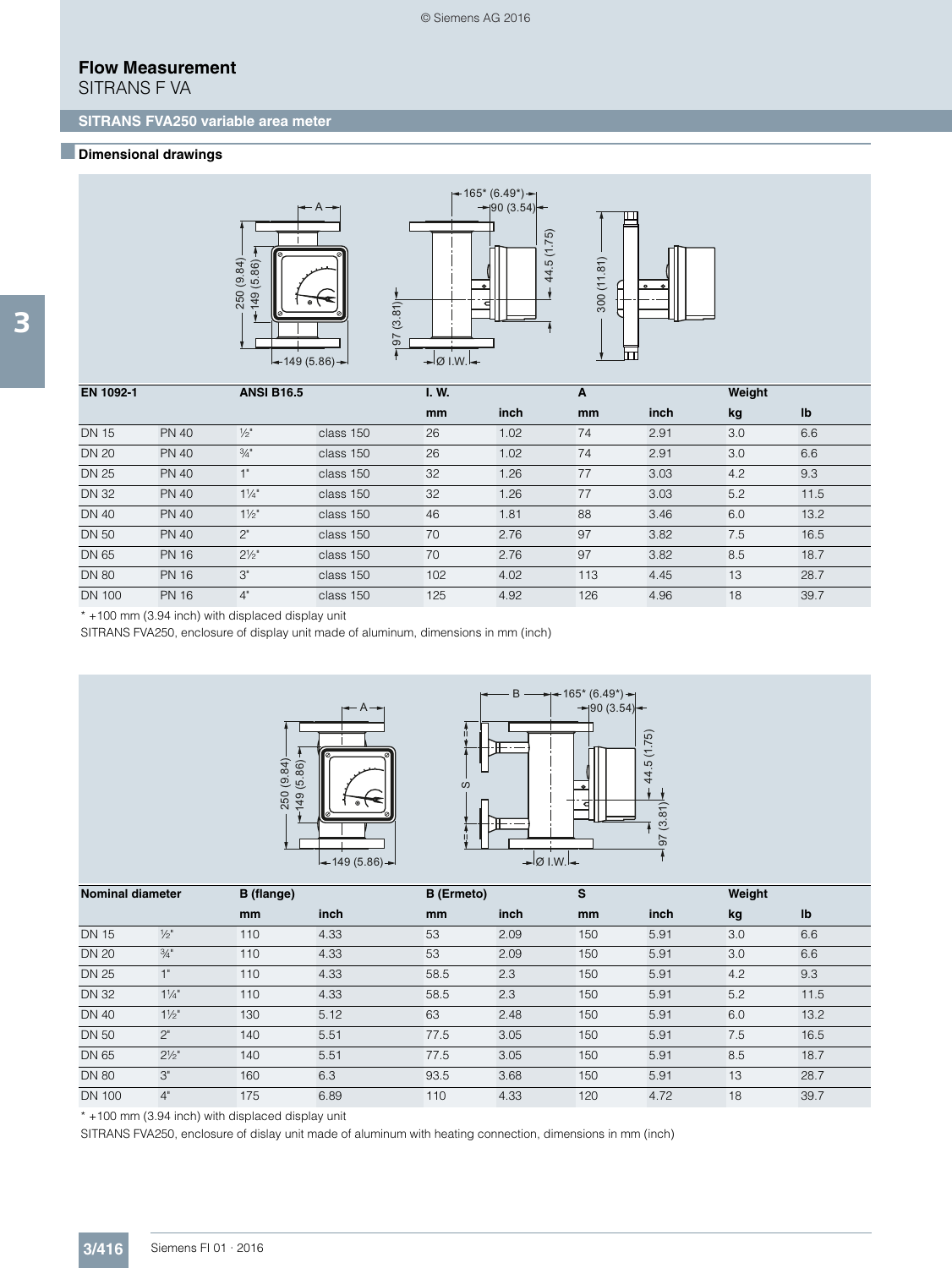# Flow Measurement

SITRANS F VA

## SITRANS FVA250 variable area meter

### Dimensional drawings

| EN 1092-1 | | ANSI B16.5 | | I. W. | | A | | Weight | |
|---|---|---|---|---|---|---|---|---|---|
| | | | | mm | inch | mm | inch | kg | lb |
| DN 15 | PN 40 | ½" | class 150 | 26 | 1.02 | 74 | 2.91 | 3.0 | 6.6 |
| DN 20 | PN 40 | ¾" | class 150 | 26 | 1.02 | 74 | 2.91 | 3.0 | 6.6 |
| DN 25 | PN 40 | 1" | class 150 | 32 | 1.26 | 77 | 3.03 | 4.2 | 9.3 |
| DN 32 | PN 40 | 1¼" | class 150 | 32 | 1.26 | 77 | 3.03 | 5.2 | 11.5 |
| DN 40 | PN 40 | 1½" | class 150 | 46 | 1.81 | 88 | 3.46 | 6.0 | 13.2 |
| DN 50 | PN 40 | 2" | class 150 | 70 | 2.76 | 97 | 3.82 | 7.5 | 16.5 |
| DN 65 | PN 16 | 2½" | class 150 | 70 | 2.76 | 97 | 3.82 | 8.5 | 18.7 |
| DN 80 | PN 16 | 3" | class 150 | 102 | 4.02 | 113 | 4.45 | 13 | 28.7 |
| DN 100 | PN 16 | 4" | class 150 | 125 | 4.92 | 126 | 4.96 | 18 | 39.7 |

* +100 mm (3.94 inch) with displaced display unit

SITRANS FVA250, enclosure of display unit made of aluminum, dimensions in mm (inch)

| Nominal diameter | | B (flange) | | B (Ermeto) | | S | | Weight | |
|---|---|---|---|---|---|---|---|---|---|
| | | mm | inch | mm | inch | mm | inch | kg | lb |
| DN 15 | ½" | 110 | 4.33 | 53 | 2.09 | 150 | 5.91 | 3.0 | 6.6 |
| DN 20 | ¾" | 110 | 4.33 | 53 | 2.09 | 150 | 5.91 | 3.0 | 6.6 |
| DN 25 | 1" | 110 | 4.33 | 58.5 | 2.3 | 150 | 5.91 | 4.2 | 9.3 |
| DN 32 | 1¼" | 110 | 4.33 | 58.5 | 2.3 | 150 | 5.91 | 5.2 | 11.5 |
| DN 40 | 1½" | 130 | 5.12 | 63 | 2.48 | 150 | 5.91 | 6.0 | 13.2 |
| DN 50 | 2" | 140 | 5.51 | 77.5 | 3.05 | 150 | 5.91 | 7.5 | 16.5 |
| DN 65 | 2½" | 140 | 5.51 | 77.5 | 3.05 | 150 | 5.91 | 8.5 | 18.7 |
| DN 80 | 3" | 160 | 6.3 | 93.5 | 3.68 | 150 | 5.91 | 13 | 28.7 |
| DN 100 | 4" | 175 | 6.89 | 110 | 4.33 | 120 | 4.72 | 18 | 39.7 |

* +100 mm (3.94 inch) with displaced display unit

SITRANS FVA250, enclosure of dislay unit made of aluminum with heating connection, dimensions in mm (inch)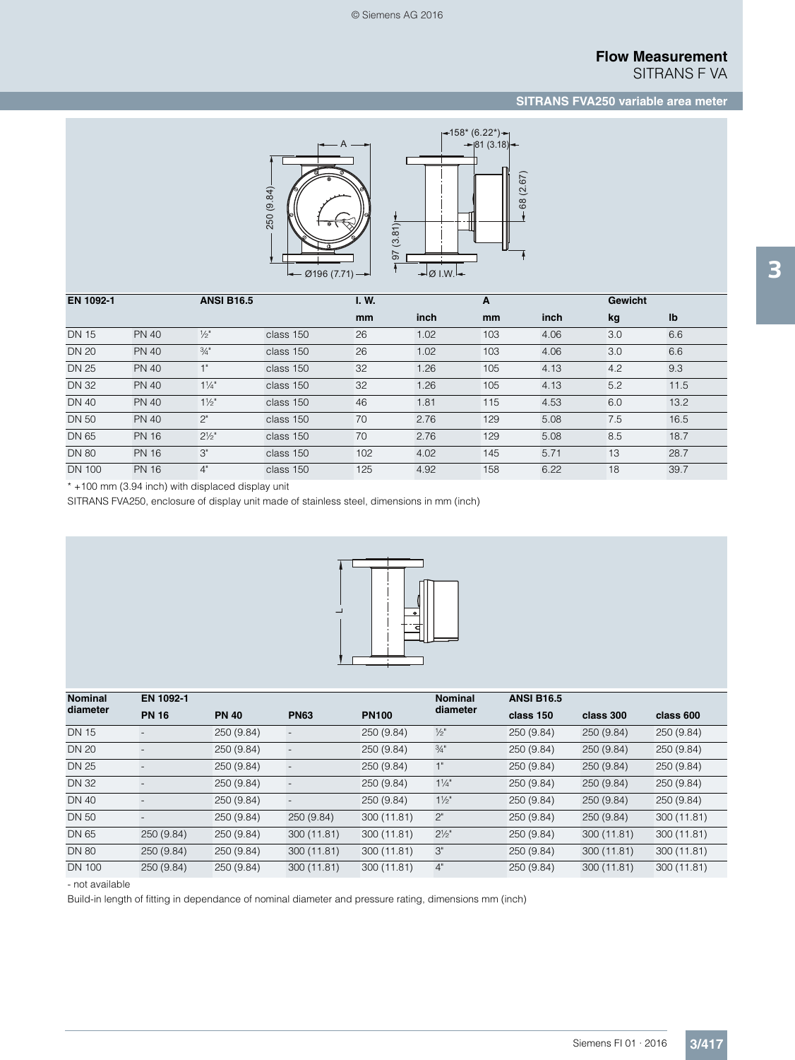## SITRANS FVA250 variable area meter

| EN 1092-1 | | ANSI B16.5 | | I. W. | | A | | Gewicht | |
|---|---|---|---|---|---|---|---|---|---|
| | | | | mm | inch | mm | inch | kg | lb |
| DN 15 | PN 40 | ½" | class 150 | 26 | 1.02 | 103 | 4.06 | 3.0 | 6.6 |
| DN 20 | PN 40 | ¾" | class 150 | 26 | 1.02 | 103 | 4.06 | 3.0 | 6.6 |
| DN 25 | PN 40 | 1" | class 150 | 32 | 1.26 | 105 | 4.13 | 4.2 | 9.3 |
| DN 32 | PN 40 | 1¼" | class 150 | 32 | 1.26 | 105 | 4.13 | 5.2 | 11.5 |
| DN 40 | PN 40 | 1½" | class 150 | 46 | 1.81 | 115 | 4.53 | 6.0 | 13.2 |
| DN 50 | PN 40 | 2" | class 150 | 70 | 2.76 | 129 | 5.08 | 7.5 | 16.5 |
| DN 65 | PN 16 | 2½" | class 150 | 70 | 2.76 | 129 | 5.08 | 8.5 | 18.7 |
| DN 80 | PN 16 | 3" | class 150 | 102 | 4.02 | 145 | 5.71 | 13 | 28.7 |
| DN 100 | PN 16 | 4" | class 150 | 125 | 4.92 | 158 | 6.22 | 18 | 39.7 |

* +100 mm (3.94 inch) with displaced display unit

SITRANS FVA250, enclosure of display unit made of stainless steel, dimensions in mm (inch)

| Nominal diameter | EN 1092-1 | | | | Nominal diameter | ANSI B16.5 | | |
|---|---|---|---|---|---|---|---|---|
| | PN 16 | PN 40 | PN63 | PN100 | | class 150 | class 300 | class 600 |
| DN 15 | - | 250 (9.84) | - | 250 (9.84) | ½" | 250 (9.84) | 250 (9.84) | 250 (9.84) |
| DN 20 | - | 250 (9.84) | - | 250 (9.84) | ¾" | 250 (9.84) | 250 (9.84) | 250 (9.84) |
| DN 25 | - | 250 (9.84) | - | 250 (9.84) | 1" | 250 (9.84) | 250 (9.84) | 250 (9.84) |
| DN 32 | - | 250 (9.84) | - | 250 (9.84) | 1¼" | 250 (9.84) | 250 (9.84) | 250 (9.84) |
| DN 40 | - | 250 (9.84) | - | 250 (9.84) | 1½" | 250 (9.84) | 250 (9.84) | 250 (9.84) |
| DN 50 | - | 250 (9.84) | 250 (9.84) | 300 (11.81) | 2" | 250 (9.84) | 250 (9.84) | 300 (11.81) |
| DN 65 | 250 (9.84) | 250 (9.84) | 300 (11.81) | 300 (11.81) | 2½" | 250 (9.84) | 300 (11.81) | 300 (11.81) |
| DN 80 | 250 (9.84) | 250 (9.84) | 300 (11.81) | 300 (11.81) | 3" | 250 (9.84) | 300 (11.81) | 300 (11.81) |
| DN 100 | 250 (9.84) | 250 (9.84) | 300 (11.81) | 300 (11.81) | 4" | 250 (9.84) | 300 (11.81) | 300 (11.81) |

- not available

Build-in length of fitting in dependance of nominal diameter and pressure rating, dimensions mm (inch)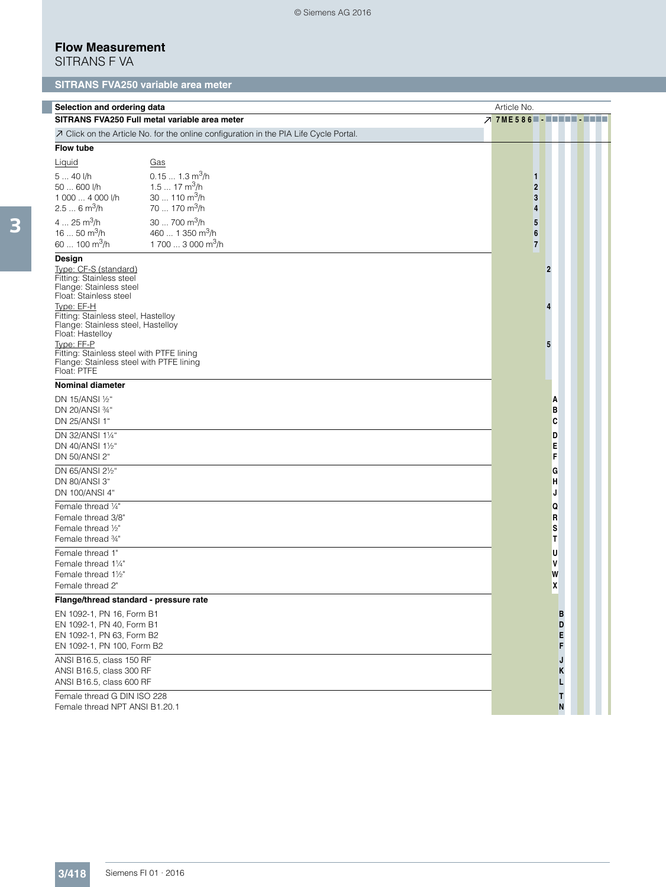# Flow Measurement

SITRANS F VA

## SITRANS FVA250 variable area meter

| Selection and ordering data | | Article No. |
|---|---|---|
| **SITRANS FVA250 Full metal variable area meter** | | **7ME586■-■■■■■-■■■■** |
| ↗ Click on the Article No. for the online configuration in the PIA Life Cycle Portal. | | |
| **Flow tube** | | |
| Liquid | Gas | |
| 5 ... 40 l/h | 0.15 ... 1.3 $m^3/h$ | 1 |
| 50 ... 600 l/h | 1.5 ... 17 $m^3/h$ | 2 |
| 1 000 ... 4 000 l/h | 30 ... 110 $m^3/h$ | 3 |
| 2.5 ... 6 $m^3/h$ | 70 ... 170 $m^3/h$ | 4 |
| 4 ... 25 $m^3/h$ | 30 ... 700 $m^3/h$ | 5 |
| 16 ... 50 $m^3/h$ | 460 ... 1 350 $m^3/h$ | 6 |
| 60 ... 100 $m^3/h$ | 1 700 ... 3 000 $m^3/h$ | 7 |
| **Design** | | |
| Type: CF-S (standard)<br>Fitting: Stainless steel<br>Flange: Stainless steel<br>Float: Stainless steel | | 2 |
| Type: EF-H<br>Fitting: Stainless steel, Hastelloy<br>Flange: Stainless steel, Hastelloy<br>Float: Hastelloy | | 4 |
| Type: FF-P<br>Fitting: Stainless steel with PTFE lining<br>Flange: Stainless steel with PTFE lining<br>Float: PTFE | | 5 |
| **Nominal diameter** | | |
| DN 15/ANSI ½" | | A |
| DN 20/ANSI ¾" | | B |
| DN 25/ANSI 1" | | C |
| DN 32/ANSI 1¼" | | D |
| DN 40/ANSI 1½" | | E |
| DN 50/ANSI 2" | | F |
| DN 65/ANSI 2½" | | G |
| DN 80/ANSI 3" | | H |
| DN 100/ANSI 4" | | J |
| Female thread ¼" | | Q |
| Female thread 3/8" | | R |
| Female thread ½" | | S |
| Female thread ¾" | | T |
| Female thread 1" | | U |
| Female thread 1¼" | | V |
| Female thread 1½" | | W |
| Female thread 2" | | X |
| **Flange/thread standard - pressure rate** | | |
| EN 1092-1, PN 16, Form B1 | | B |
| EN 1092-1, PN 40, Form B1 | | D |
| EN 1092-1, PN 63, Form B2 | | E |
| EN 1092-1, PN 100, Form B2 | | F |
| ANSI B16.5, class 150 RF | | J |
| ANSI B16.5, class 300 RF | | K |
| ANSI B16.5, class 600 RF | | L |
| Female thread G DIN ISO 228 | | T |
| Female thread NPT ANSI B1.20.1 | | N |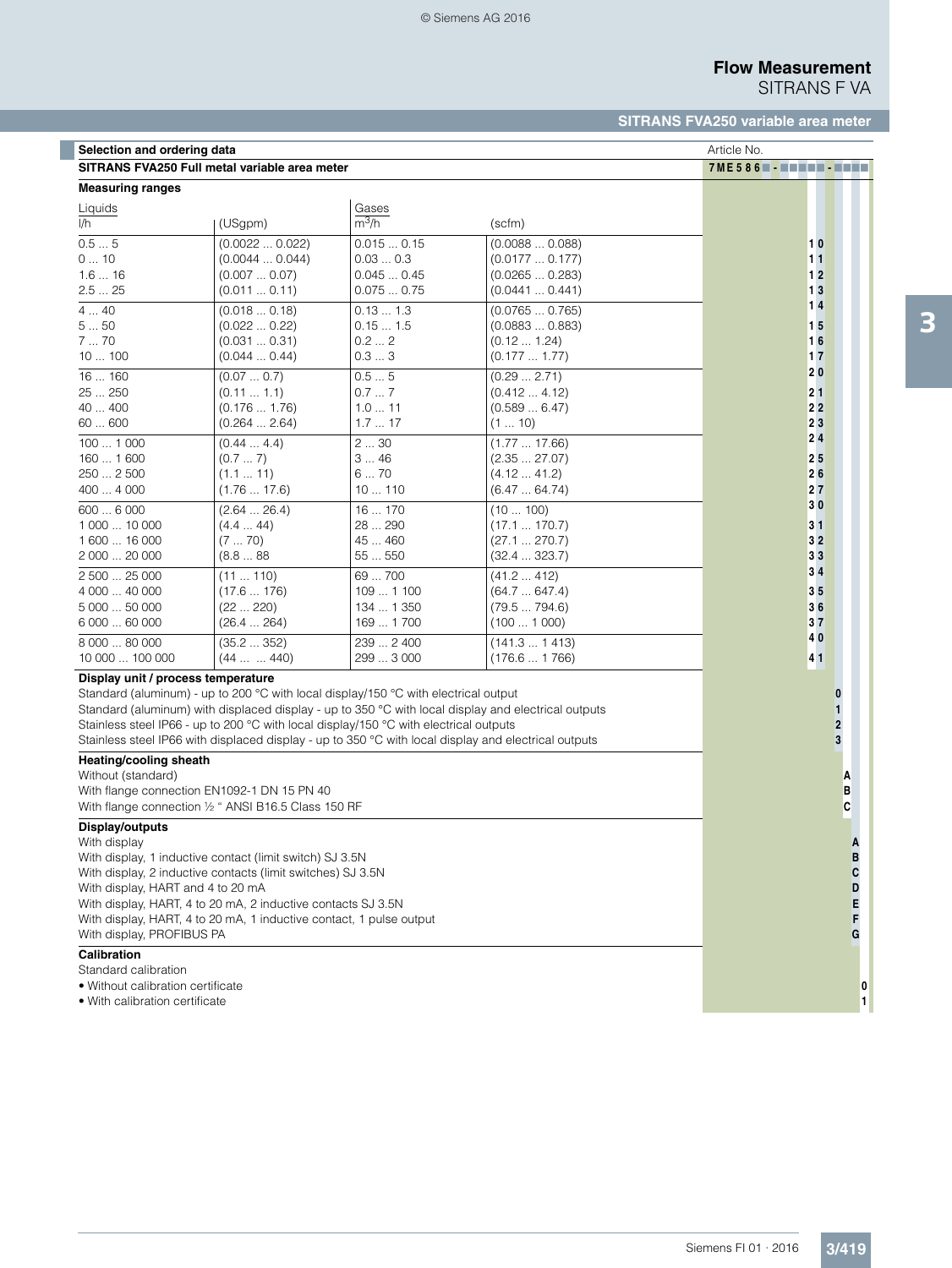## SITRANS FVA250 variable area meter

| Selection and ordering data | | | | Article No. |
|---|---|---|---|---|
| **SITRANS FVA250 Full metal variable area meter** | | | | **7ME586■-■■■■■-■■■■** |
| **Measuring ranges** | | | | |
| Liquids | | Gases | | |
| l/h | (USgpm) | $m^3/h$ | (scfm) | |
| 0.5 ... 5 | (0.0022 ... 0.022) | 0.015 ... 0.15 | (0.0088 ... 0.088) | 1 0 |
| 0 ... 10 | (0.0044 ... 0.044) | 0.03 ... 0.3 | (0.0177 ... 0.177) | 1 1 |
| 1.6 ... 16 | (0.007 ... 0.07) | 0.045 ... 0.45 | (0.0265 ... 0.283) | 1 2 |
| 2.5 ... 25 | (0.011 ... 0.11) | 0.075 ... 0.75 | (0.0441 ... 0.441) | 1 3 |
| 4 ... 40 | (0.018 ... 0.18) | 0.13 ... 1.3 | (0.0765 ... 0.765) | 1 4 |
| 5 ... 50 | (0.022 ... 0.22) | 0.15 ... 1.5 | (0.0883 ... 0.883) | 1 5 |
| 7 ... 70 | (0.031 ... 0.31) | 0.2 ... 2 | (0.12 ... 1.24) | 1 6 |
| 10 ... 100 | (0.044 ... 0.44) | 0.3 ... 3 | (0.177 ... 1.77) | 1 7 |
| 16 ... 160 | (0.07 ... 0.7) | 0.5 ... 5 | (0.29 ... 2.71) | 2 0 |
| 25 ... 250 | (0.11 ... 1.1) | 0.7 ... 7 | (0.412 ... 4.12) | 2 1 |
| 40 ... 400 | (0.176 ... 1.76) | 1.0 ... 11 | (0.589 ... 6.47) | 2 2 |
| 60 ... 600 | (0.264 ... 2.64) | 1.7 ... 17 | (1 ... 10) | 2 3 |
| 100 ... 1 000 | (0.44 ... 4.4) | 2 ... 30 | (1.77 ... 17.66) | 2 4 |
| 160 ... 1 600 | (0.7 ... 7) | 3 ... 46 | (2.35 ... 27.07) | 2 5 |
| 250 ... 2 500 | (1.1 ... 11) | 6 ... 70 | (4.12 ... 41.2) | 2 6 |
| 400 ... 4 000 | (1.76 ... 17.6) | 10 ... 110 | (6.47 ... 64.74) | 2 7 |
| 600 ... 6 000 | (2.64 ... 26.4) | 16 ... 170 | (10 ... 100) | 3 0 |
| 1 000 ... 10 000 | (4.4 ... 44) | 28 ... 290 | (17.1 ... 170.7) | 3 1 |
| 1 600 ... 16 000 | (7 ... 70) | 45 ... 460 | (27.1 ... 270.7) | 3 2 |
| 2 000 ... 20 000 | (8.8 ... 88 | 55 ... 550 | (32.4 ... 323.7) | 3 3 |
| 2 500 ... 25 000 | (11 ... 110) | 69 ... 700 | (41.2 ... 412) | 3 4 |
| 4 000 ... 40 000 | (17.6 ... 176) | 109 ... 1 100 | (64.7 ... 647.4) | 3 5 |
| 5 000 ... 50 000 | (22 ... 220) | 134 ... 1 350 | (79.5 ... 794.6) | 3 6 |
| 6 000 ... 60 000 | (26.4 ... 264) | 169 ... 1 700 | (100 ... 1 000) | 3 7 |
| 8 000 ... 80 000 | (35.2 ... 352) | 239 ... 2 400 | (141.3 ... 1 413) | 4 0 |
| 10 000 ... 100 000 | (44 ... ... 440) | 299 ... 3 000 | (176.6 ... 1 766) | 4 1 |
| **Display unit / process temperature** | | | | |
| Standard (aluminum) - up to 200 °C with local display/150 °C with electrical output | | | | 0 |
| Standard (aluminum) with displaced display - up to 350 °C with local display and electrical outputs | | | | 1 |
| Stainless steel IP66 - up to 200 °C with local display/150 °C with electrical outputs | | | | 2 |
| Stainless steel IP66 with displaced display - up to 350 °C with local display and electrical outputs | | | | 3 |
| **Heating/cooling sheath** | | | | |
| Without (standard) | | | | A |
| With flange connection EN1092-1 DN 15 PN 40 | | | | B |
| With flange connection ½ " ANSI B16.5 Class 150 RF | | | | C |
| **Display/outputs** | | | | |
| With display | | | | A |
| With display, 1 inductive contact (limit switch) SJ 3.5N | | | | B |
| With display, 2 inductive contacts (limit switches) SJ 3.5N | | | | C |
| With display, HART and 4 to 20 mA | | | | D |
| With display, HART, 4 to 20 mA, 2 inductive contacts SJ 3.5N | | | | E |
| With display, HART, 4 to 20 mA, 1 inductive contact, 1 pulse output | | | | F |
| With display, PROFIBUS PA | | | | G |
| **Calibration** | | | | |
| Standard calibration | | | | |
| • Without calibration certificate | | | | 0 |
| • With calibration certificate | | | | 1 |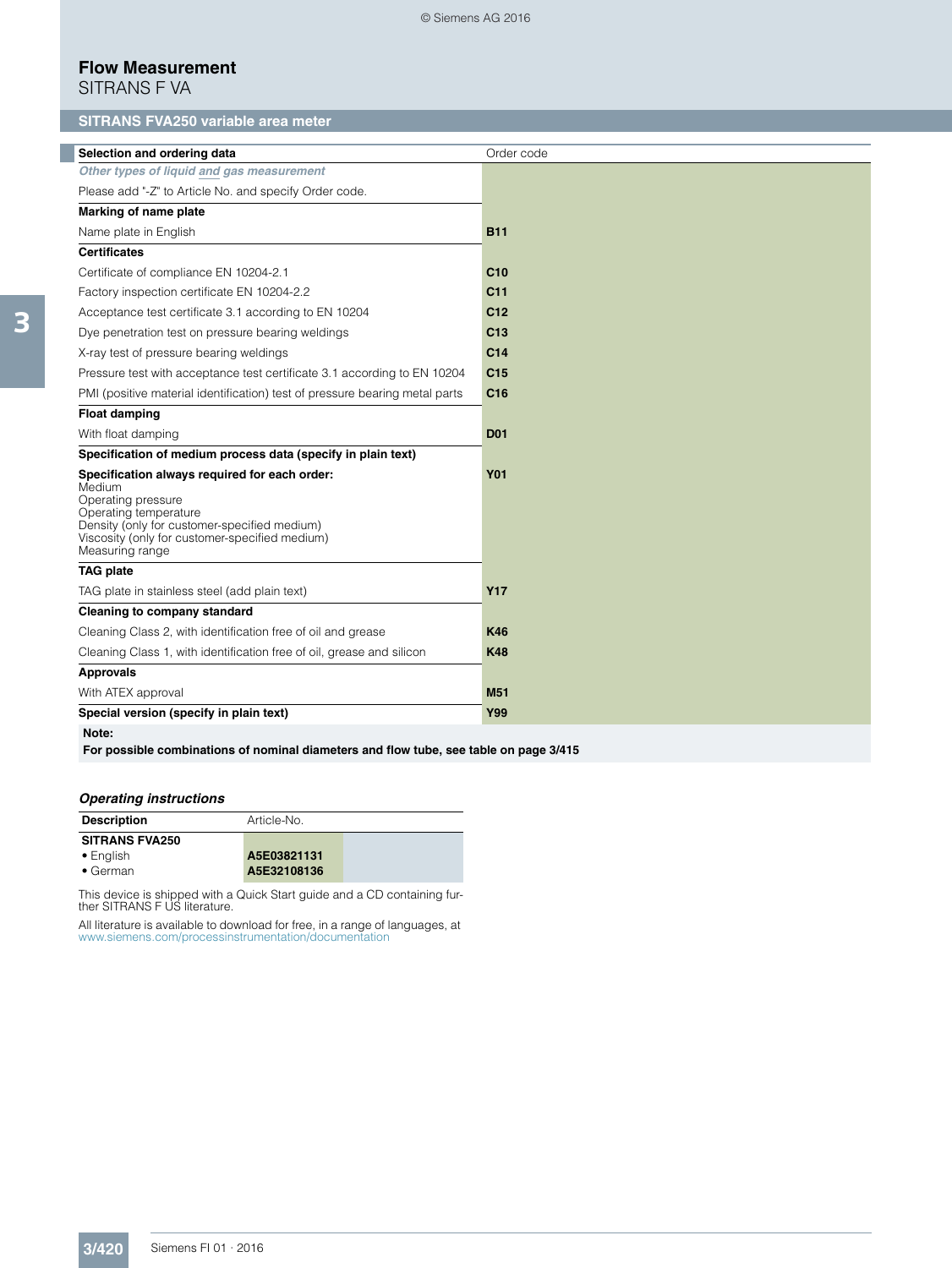# Flow Measurement

SITRANS F VA

## SITRANS FVA250 variable area meter

| Selection and ordering data | Order code |
|---|---|
| ***Other types of liquid and gas measurement*** | |
| Please add "-Z" to Article No. and specify Order code. | |
| **Marking of name plate** | |
| Name plate in English | **B11** |
| **Certificates** | |
| Certificate of compliance EN 10204-2.1 | **C10** |
| Factory inspection certificate EN 10204-2.2 | **C11** |
| Acceptance test certificate 3.1 according to EN 10204 | **C12** |
| Dye penetration test on pressure bearing weldings | **C13** |
| X-ray test of pressure bearing weldings | **C14** |
| Pressure test with acceptance test certificate 3.1 according to EN 10204 | **C15** |
| PMI (positive material identification) test of pressure bearing metal parts | **C16** |
| **Float damping** | |
| With float damping | **D01** |
| **Specification of medium process data (specify in plain text)** | |
| **Specification always required for each order:** Medium, Operating pressure, Operating temperature, Density (only for customer-specified medium), Viscosity (only for customer-specified medium), Measuring range | **Y01** |
| **TAG plate** | |
| TAG plate in stainless steel (add plain text) | **Y17** |
| **Cleaning to company standard** | |
| Cleaning Class 2, with identification free of oil and grease | **K46** |
| Cleaning Class 1, with identification free of oil, grease and silicon | **K48** |
| **Approvals** | |
| With ATEX approval | **M51** |
| **Special version (specify in plain text)** | **Y99** |

**Note:**
**For possible combinations of nominal diameters and flow tube, see table on page 3/415**

### *Operating instructions*

| Description | Article-No. |
|---|---|
| **SITRANS FVA250** | |
| • English | **A5E03821131** |
| • German | **A5E32108136** |

This device is shipped with a Quick Start guide and a CD containing further SITRANS F US literature.

All literature is available to download for free, in a range of languages, at www.siemens.com/processinstrumentation/documentation